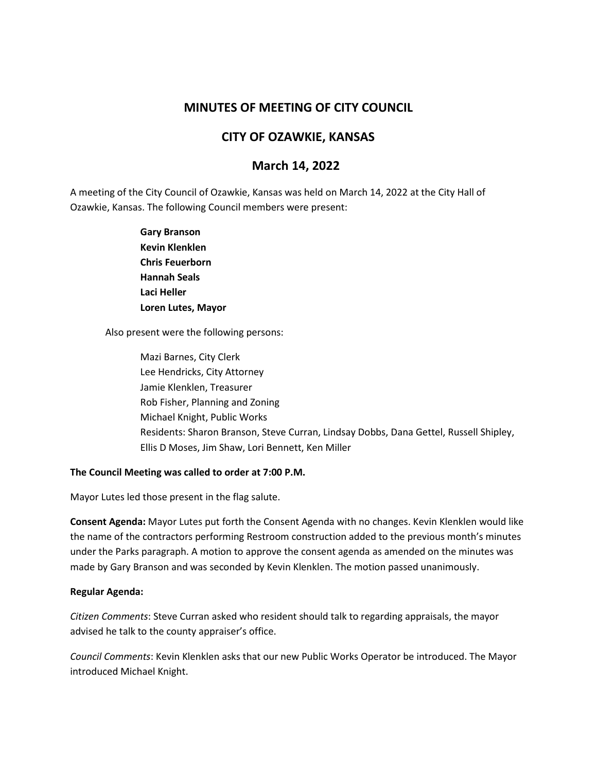# MINUTES OF MEETING OF CITY COUNCIL

# CITY OF OZAWKIE, KANSAS

# March 14, 2022

A meeting of the City Council of Ozawkie, Kansas was held on March 14, 2022 at the City Hall of Ozawkie, Kansas. The following Council members were present:

**Gary Branson**
**Kevin Klenklen**
**Chris Feuerborn**
**Hannah Seals**
**Laci Heller**
**Loren Lutes, Mayor**

Also present were the following persons:

Mazi Barnes, City Clerk
Lee Hendricks, City Attorney
Jamie Klenklen, Treasurer
Rob Fisher, Planning and Zoning
Michael Knight, Public Works
Residents: Sharon Branson, Steve Curran, Lindsay Dobbs, Dana Gettel, Russell Shipley, Ellis D Moses, Jim Shaw, Lori Bennett, Ken Miller

**The Council Meeting was called to order at 7:00 P.M.**

Mayor Lutes led those present in the flag salute.

**Consent Agenda:** Mayor Lutes put forth the Consent Agenda with no changes. Kevin Klenklen would like the name of the contractors performing Restroom construction added to the previous month's minutes under the Parks paragraph. A motion to approve the consent agenda as amended on the minutes was made by Gary Branson and was seconded by Kevin Klenklen. The motion passed unanimously.

**Regular Agenda:**

*Citizen Comments*: Steve Curran asked who resident should talk to regarding appraisals, the mayor advised he talk to the county appraiser's office.

*Council Comments*: Kevin Klenklen asks that our new Public Works Operator be introduced. The Mayor introduced Michael Knight.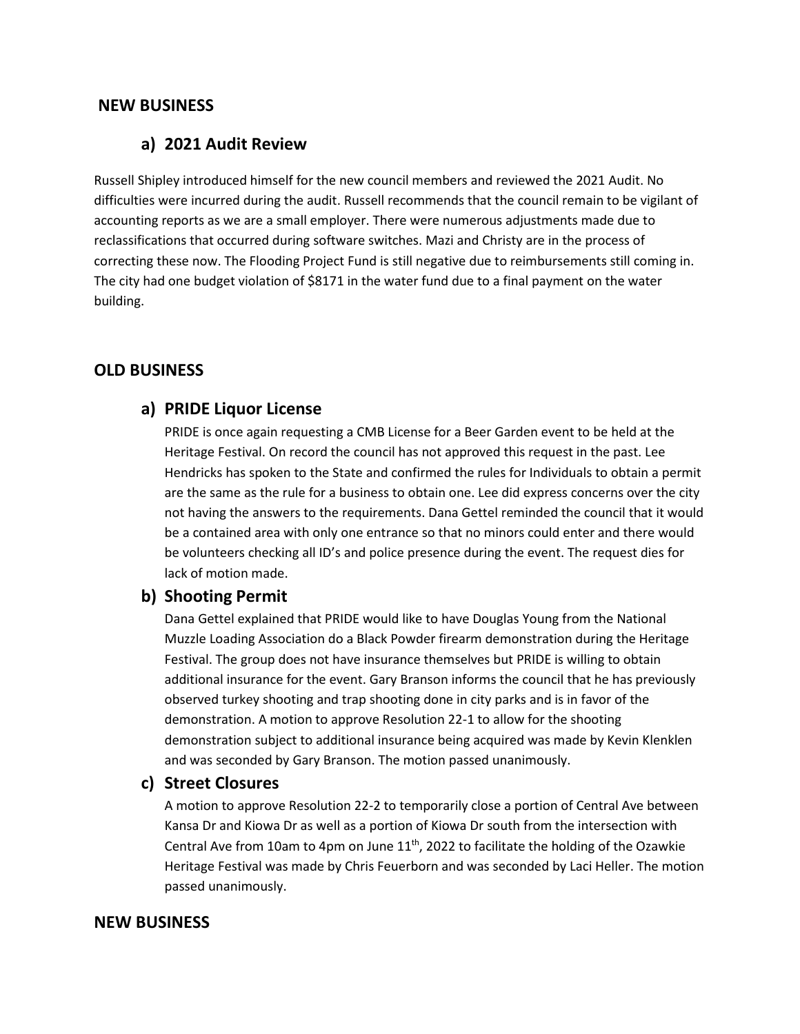## NEW BUSINESS

### a) 2021 Audit Review

Russell Shipley introduced himself for the new council members and reviewed the 2021 Audit. No difficulties were incurred during the audit. Russell recommends that the council remain to be vigilant of accounting reports as we are a small employer. There were numerous adjustments made due to reclassifications that occurred during software switches. Mazi and Christy are in the process of correcting these now. The Flooding Project Fund is still negative due to reimbursements still coming in. The city had one budget violation of $8171 in the water fund due to a final payment on the water building.

## OLD BUSINESS

### a) PRIDE Liquor License

PRIDE is once again requesting a CMB License for a Beer Garden event to be held at the Heritage Festival. On record the council has not approved this request in the past. Lee Hendricks has spoken to the State and confirmed the rules for Individuals to obtain a permit are the same as the rule for a business to obtain one. Lee did express concerns over the city not having the answers to the requirements. Dana Gettel reminded the council that it would be a contained area with only one entrance so that no minors could enter and there would be volunteers checking all ID's and police presence during the event. The request dies for lack of motion made.

### b) Shooting Permit

Dana Gettel explained that PRIDE would like to have Douglas Young from the National Muzzle Loading Association do a Black Powder firearm demonstration during the Heritage Festival. The group does not have insurance themselves but PRIDE is willing to obtain additional insurance for the event. Gary Branson informs the council that he has previously observed turkey shooting and trap shooting done in city parks and is in favor of the demonstration. A motion to approve Resolution 22-1 to allow for the shooting demonstration subject to additional insurance being acquired was made by Kevin Klenklen and was seconded by Gary Branson. The motion passed unanimously.

### c) Street Closures

A motion to approve Resolution 22-2 to temporarily close a portion of Central Ave between Kansa Dr and Kiowa Dr as well as a portion of Kiowa Dr south from the intersection with Central Ave from 10am to 4pm on June 11th, 2022 to facilitate the holding of the Ozawkie Heritage Festival was made by Chris Feuerborn and was seconded by Laci Heller. The motion passed unanimously.

## NEW BUSINESS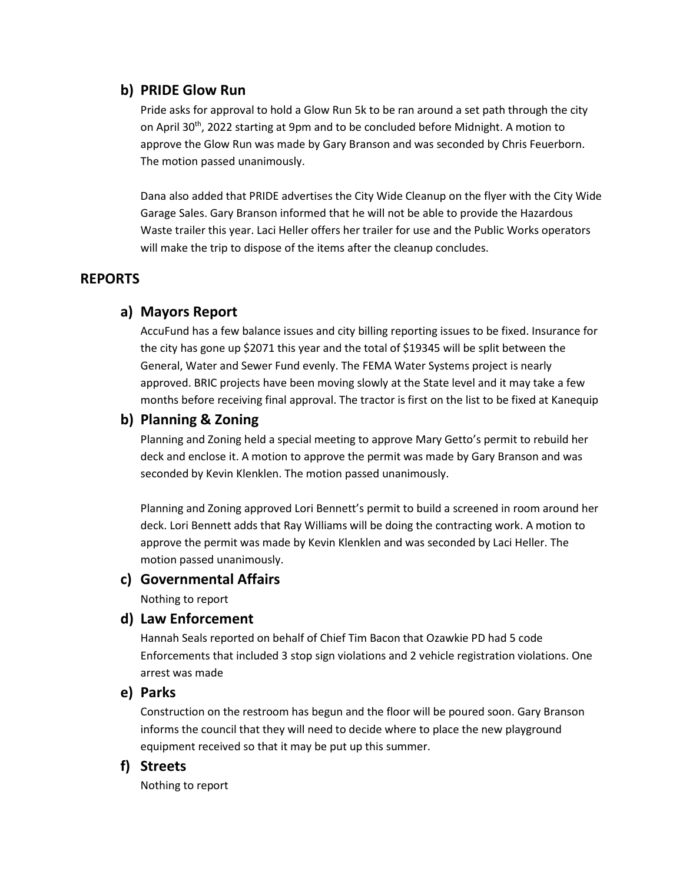### b) PRIDE Glow Run

Pride asks for approval to hold a Glow Run 5k to be ran around a set path through the city on April 30th, 2022 starting at 9pm and to be concluded before Midnight. A motion to approve the Glow Run was made by Gary Branson and was seconded by Chris Feuerborn. The motion passed unanimously.

Dana also added that PRIDE advertises the City Wide Cleanup on the flyer with the City Wide Garage Sales. Gary Branson informed that he will not be able to provide the Hazardous Waste trailer this year. Laci Heller offers her trailer for use and the Public Works operators will make the trip to dispose of the items after the cleanup concludes.

## REPORTS

### a) Mayors Report

AccuFund has a few balance issues and city billing reporting issues to be fixed. Insurance for the city has gone up $2071 this year and the total of $19345 will be split between the General, Water and Sewer Fund evenly. The FEMA Water Systems project is nearly approved. BRIC projects have been moving slowly at the State level and it may take a few months before receiving final approval. The tractor is first on the list to be fixed at Kanequip

### b) Planning & Zoning

Planning and Zoning held a special meeting to approve Mary Getto's permit to rebuild her deck and enclose it. A motion to approve the permit was made by Gary Branson and was seconded by Kevin Klenklen. The motion passed unanimously.

Planning and Zoning approved Lori Bennett's permit to build a screened in room around her deck. Lori Bennett adds that Ray Williams will be doing the contracting work. A motion to approve the permit was made by Kevin Klenklen and was seconded by Laci Heller. The motion passed unanimously.

### c) Governmental Affairs

Nothing to report

### d) Law Enforcement

Hannah Seals reported on behalf of Chief Tim Bacon that Ozawkie PD had 5 code Enforcements that included 3 stop sign violations and 2 vehicle registration violations. One arrest was made

### e) Parks

Construction on the restroom has begun and the floor will be poured soon. Gary Branson informs the council that they will need to decide where to place the new playground equipment received so that it may be put up this summer.

### f) Streets

Nothing to report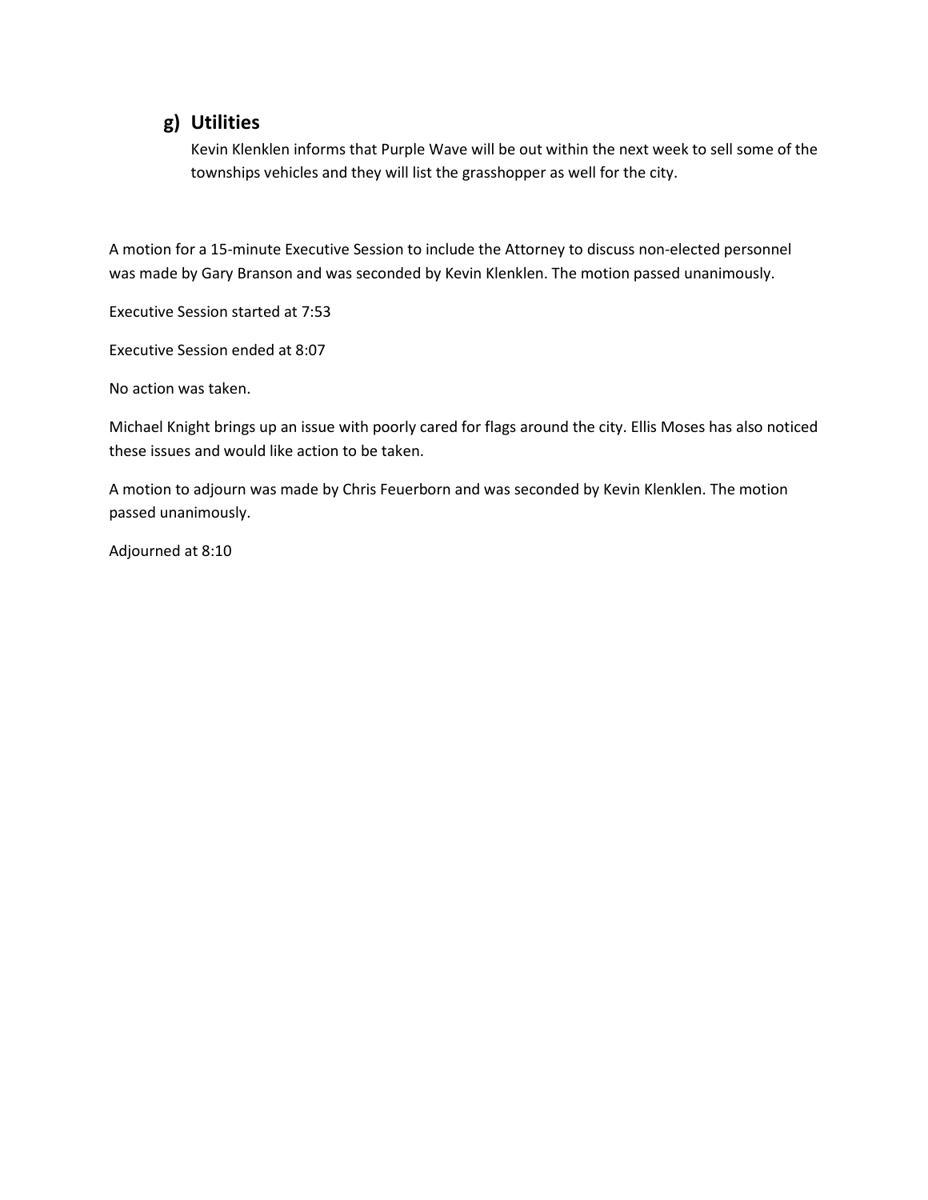### g) Utilities

Kevin Klenklen informs that Purple Wave will be out within the next week to sell some of the townships vehicles and they will list the grasshopper as well for the city.

A motion for a 15-minute Executive Session to include the Attorney to discuss non-elected personnel was made by Gary Branson and was seconded by Kevin Klenklen. The motion passed unanimously.

Executive Session started at 7:53

Executive Session ended at 8:07

No action was taken.

Michael Knight brings up an issue with poorly cared for flags around the city. Ellis Moses has also noticed these issues and would like action to be taken.

A motion to adjourn was made by Chris Feuerborn and was seconded by Kevin Klenklen. The motion passed unanimously.

Adjourned at 8:10